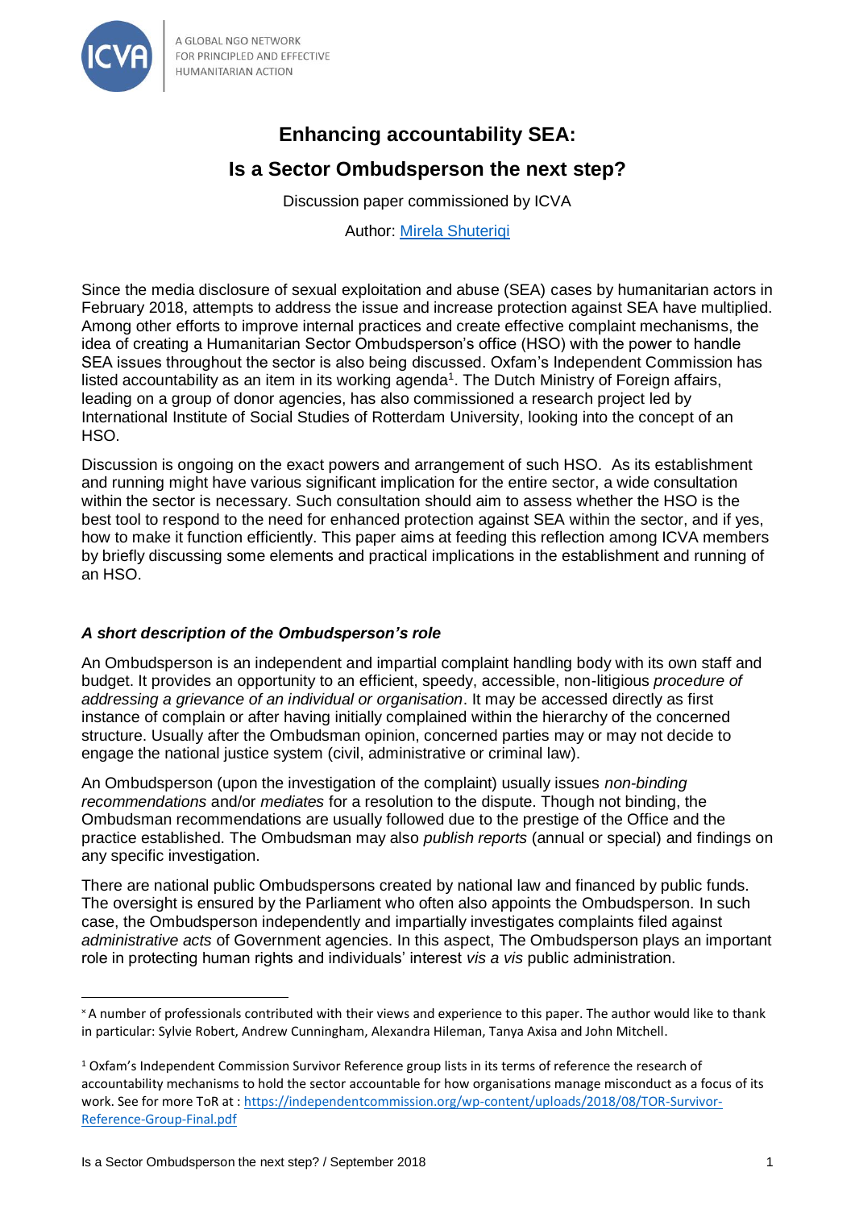A GLOBAL NGO NETWORK FOR PRINCIPLED AND EFFECTIVE HUMANITARIAN ACTION

# Enhancing accountability SEA: Is a Sector Ombudsperson the next step?

Discussion paper commissioned by ICVA

Author: [Mirela Shuterigi](#)

Since the media disclosure of sexual exploitation and abuse (SEA) cases by humanitarian actors in February 2018, attempts to address the issue and increase protection against SEA have multiplied. Among other efforts to improve internal practices and create effective complaint mechanisms, the idea of creating a Humanitarian Sector Ombudsperson's office (HSO) with the power to handle SEA issues throughout the sector is also being discussed. Oxfam's Independent Commission has listed accountability as an item in its working agenda[1]. The Dutch Ministry of Foreign affairs, leading on a group of donor agencies, has also commissioned a research project led by International Institute of Social Studies of Rotterdam University, looking into the concept of an HSO.

Discussion is ongoing on the exact powers and arrangement of such HSO. As its establishment and running might have various significant implication for the entire sector, a wide consultation within the sector is necessary. Such consultation should aim to assess whether the HSO is the best tool to respond to the need for enhanced protection against SEA within the sector, and if yes, how to make it function efficiently. This paper aims at feeding this reflection among ICVA members by briefly discussing some elements and practical implications in the establishment and running of an HSO.

### *A short description of the Ombudsperson's role*

An Ombudsperson is an independent and impartial complaint handling body with its own staff and budget. It provides an opportunity to an efficient, speedy, accessible, non-litigious *procedure of addressing a grievance of an individual or organisation*. It may be accessed directly as first instance of complain or after having initially complained within the hierarchy of the concerned structure. Usually after the Ombudsman opinion, concerned parties may or may not decide to engage the national justice system (civil, administrative or criminal law).

An Ombudsperson (upon the investigation of the complaint) usually issues *non-binding recommendations* and/or *mediates* for a resolution to the dispute. Though not binding, the Ombudsman recommendations are usually followed due to the prestige of the Office and the practice established. The Ombudsman may also *publish reports* (annual or special) and findings on any specific investigation.

There are national public Ombudspersons created by national law and financed by public funds. The oversight is ensured by the Parliament who often also appoints the Ombudsperson. In such case, the Ombudsperson independently and impartially investigates complaints filed against *administrative acts* of Government agencies. In this aspect, The Ombudsperson plays an important role in protecting human rights and individuals' interest *vis a vis* public administration.

---

[x] A number of professionals contributed with their views and experience to this paper. The author would like to thank in particular: Sylvie Robert, Andrew Cunningham, Alexandra Hileman, Tanya Axisa and John Mitchell.

[1] Oxfam's Independent Commission Survivor Reference group lists in its terms of reference the research of accountability mechanisms to hold the sector accountable for how organisations manage misconduct as a focus of its work. See for more ToR at : https://independentcommission.org/wp-content/uploads/2018/08/TOR-Survivor-Reference-Group-Final.pdf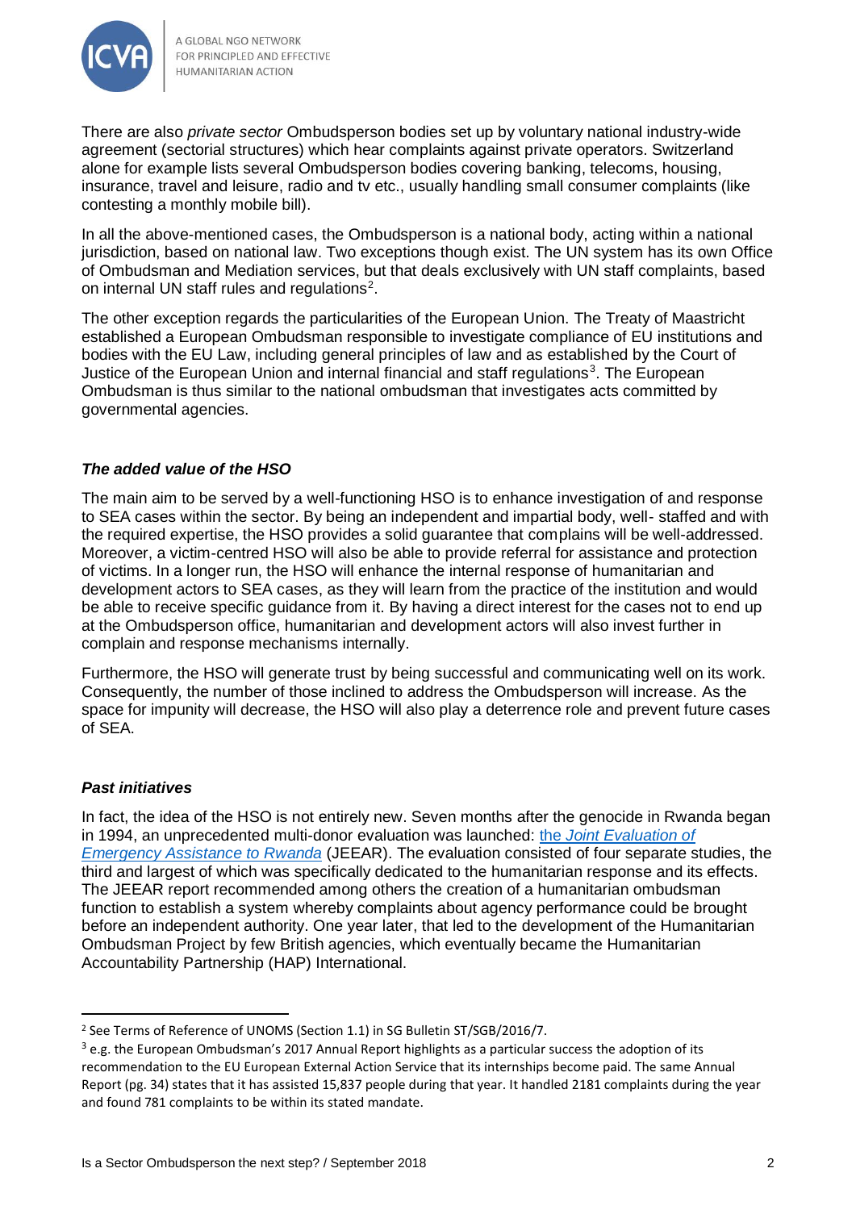There are also *private sector* Ombudsperson bodies set up by voluntary national industry-wide agreement (sectorial structures) which hear complaints against private operators. Switzerland alone for example lists several Ombudsperson bodies covering banking, telecoms, housing, insurance, travel and leisure, radio and tv etc., usually handling small consumer complaints (like contesting a monthly mobile bill).

In all the above-mentioned cases, the Ombudsperson is a national body, acting within a national jurisdiction, based on national law. Two exceptions though exist. The UN system has its own Office of Ombudsman and Mediation services, but that deals exclusively with UN staff complaints, based on internal UN staff rules and regulations[2].

The other exception regards the particularities of the European Union. The Treaty of Maastricht established a European Ombudsman responsible to investigate compliance of EU institutions and bodies with the EU Law, including general principles of law and as established by the Court of Justice of the European Union and internal financial and staff regulations[3]. The European Ombudsman is thus similar to the national ombudsman that investigates acts committed by governmental agencies.

### *The added value of the HSO*

The main aim to be served by a well-functioning HSO is to enhance investigation of and response to SEA cases within the sector. By being an independent and impartial body, well- staffed and with the required expertise, the HSO provides a solid guarantee that complains will be well-addressed. Moreover, a victim-centred HSO will also be able to provide referral for assistance and protection of victims. In a longer run, the HSO will enhance the internal response of humanitarian and development actors to SEA cases, as they will learn from the practice of the institution and would be able to receive specific guidance from it. By having a direct interest for the cases not to end up at the Ombudsperson office, humanitarian and development actors will also invest further in complain and response mechanisms internally.

Furthermore, the HSO will generate trust by being successful and communicating well on its work. Consequently, the number of those inclined to address the Ombudsperson will increase. As the space for impunity will decrease, the HSO will also play a deterrence role and prevent future cases of SEA.

### *Past initiatives*

In fact, the idea of the HSO is not entirely new. Seven months after the genocide in Rwanda began in 1994, an unprecedented multi-donor evaluation was launched: the *Joint Evaluation of Emergency Assistance to Rwanda* (JEEAR). The evaluation consisted of four separate studies, the third and largest of which was specifically dedicated to the humanitarian response and its effects. The JEEAR report recommended among others the creation of a humanitarian ombudsman function to establish a system whereby complaints about agency performance could be brought before an independent authority. One year later, that led to the development of the Humanitarian Ombudsman Project by few British agencies, which eventually became the Humanitarian Accountability Partnership (HAP) International.

---

[2] See Terms of Reference of UNOMS (Section 1.1) in SG Bulletin ST/SGB/2016/7.

[3] e.g. the European Ombudsman's 2017 Annual Report highlights as a particular success the adoption of its recommendation to the EU European External Action Service that its internships become paid. The same Annual Report (pg. 34) states that it has assisted 15,837 people during that year. It handled 2181 complaints during the year and found 781 complaints to be within its stated mandate.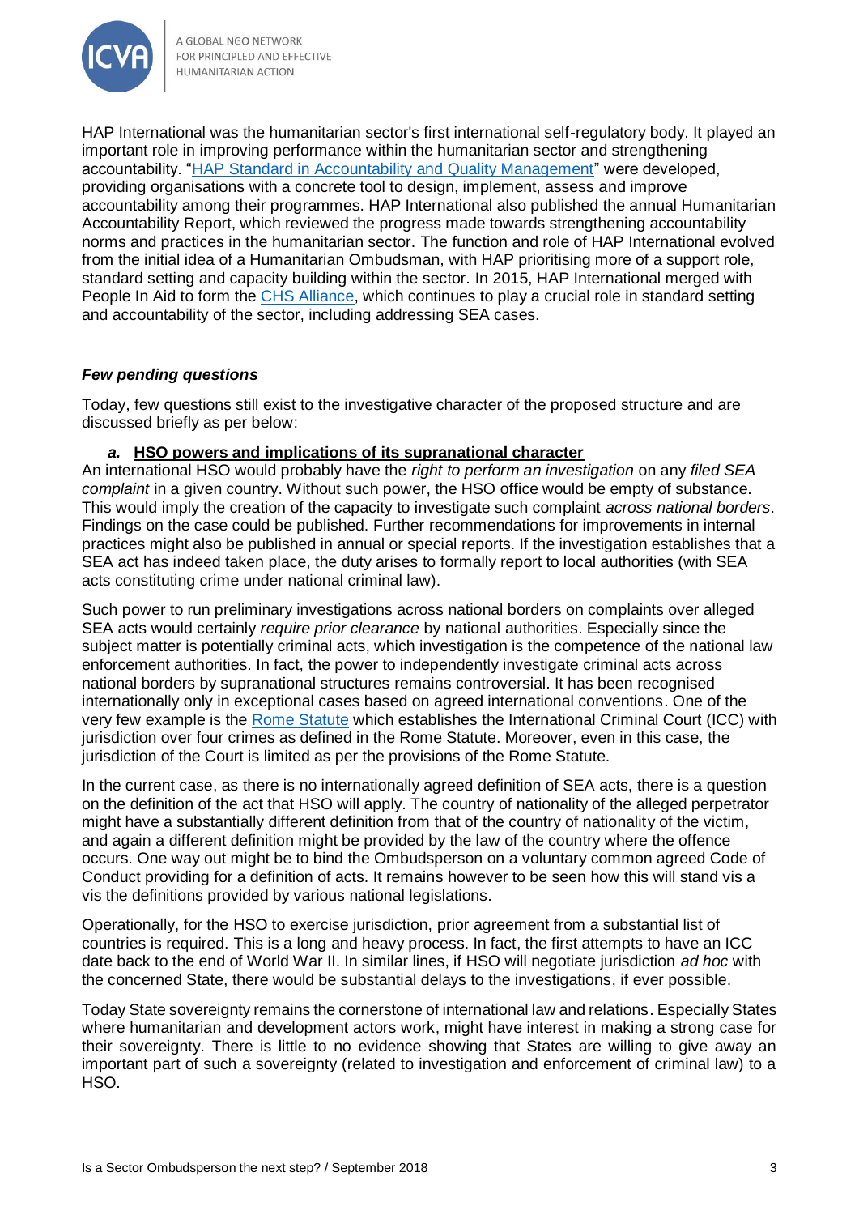HAP International was the humanitarian sector's first international self-regulatory body. It played an important role in improving performance within the humanitarian sector and strengthening accountability. "[HAP Standard in Accountability and Quality Management]()" were developed, providing organisations with a concrete tool to design, implement, assess and improve accountability among their programmes. HAP International also published the annual Humanitarian Accountability Report, which reviewed the progress made towards strengthening accountability norms and practices in the humanitarian sector. The function and role of HAP International evolved from the initial idea of a Humanitarian Ombudsman, with HAP prioritising more of a support role, standard setting and capacity building within the sector. In 2015, HAP International merged with People In Aid to form the [CHS Alliance](), which continues to play a crucial role in standard setting and accountability of the sector, including addressing SEA cases.

### ***Few pending questions***

Today, few questions still exist to the investigative character of the proposed structure and are discussed briefly as per below:

#### ***a.*** **<u>HSO powers and implications of its supranational character</u>**

An international HSO would probably have the *right to perform an investigation* on any *filed SEA complaint* in a given country. Without such power, the HSO office would be empty of substance. This would imply the creation of the capacity to investigate such complaint *across national borders*. Findings on the case could be published. Further recommendations for improvements in internal practices might also be published in annual or special reports. If the investigation establishes that a SEA act has indeed taken place, the duty arises to formally report to local authorities (with SEA acts constituting crime under national criminal law).

Such power to run preliminary investigations across national borders on complaints over alleged SEA acts would certainly *require prior clearance* by national authorities. Especially since the subject matter is potentially criminal acts, which investigation is the competence of the national law enforcement authorities. In fact, the power to independently investigate criminal acts across national borders by supranational structures remains controversial. It has been recognised internationally only in exceptional cases based on agreed international conventions. One of the very few example is the [Rome Statute]() which establishes the International Criminal Court (ICC) with jurisdiction over four crimes as defined in the Rome Statute. Moreover, even in this case, the jurisdiction of the Court is limited as per the provisions of the Rome Statute.

In the current case, as there is no internationally agreed definition of SEA acts, there is a question on the definition of the act that HSO will apply. The country of nationality of the alleged perpetrator might have a substantially different definition from that of the country of nationality of the victim, and again a different definition might be provided by the law of the country where the offence occurs. One way out might be to bind the Ombudsperson on a voluntary common agreed Code of Conduct providing for a definition of acts. It remains however to be seen how this will stand vis a vis the definitions provided by various national legislations.

Operationally, for the HSO to exercise jurisdiction, prior agreement from a substantial list of countries is required. This is a long and heavy process. In fact, the first attempts to have an ICC date back to the end of World War II. In similar lines, if HSO will negotiate jurisdiction *ad hoc* with the concerned State, there would be substantial delays to the investigations, if ever possible.

Today State sovereignty remains the cornerstone of international law and relations. Especially States where humanitarian and development actors work, might have interest in making a strong case for their sovereignty. There is little to no evidence showing that States are willing to give away an important part of such a sovereignty (related to investigation and enforcement of criminal law) to a HSO.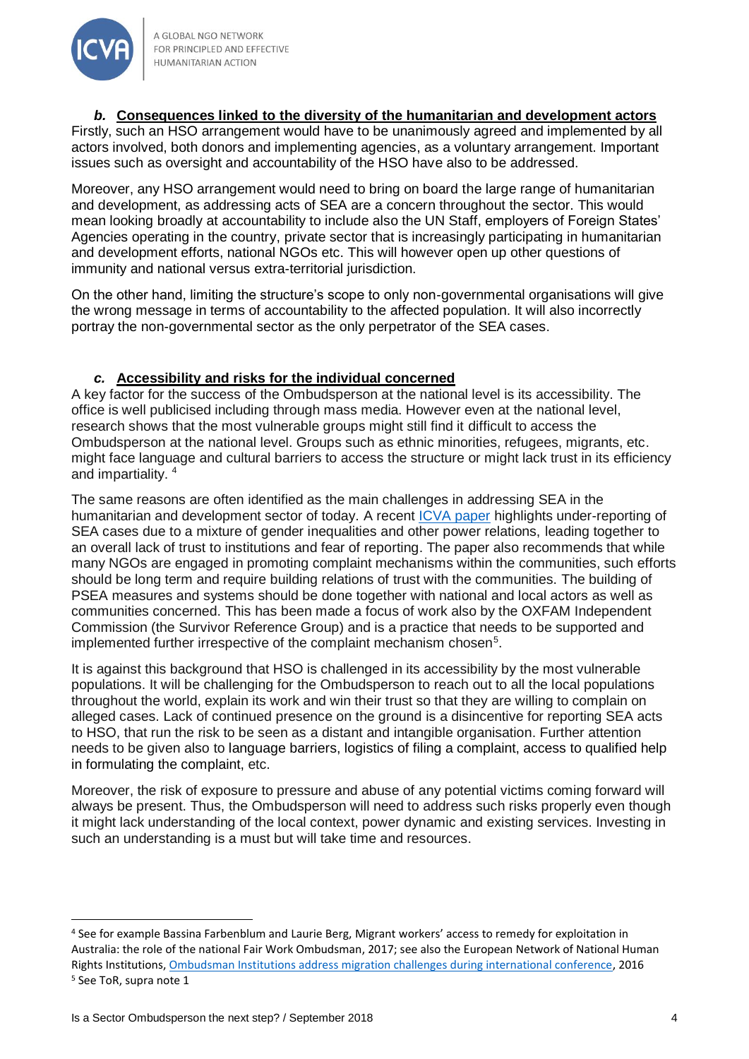### *b.* Consequences linked to the diversity of the humanitarian and development actors

Firstly, such an HSO arrangement would have to be unanimously agreed and implemented by all actors involved, both donors and implementing agencies, as a voluntary arrangement. Important issues such as oversight and accountability of the HSO have also to be addressed.

Moreover, any HSO arrangement would need to bring on board the large range of humanitarian and development, as addressing acts of SEA are a concern throughout the sector. This would mean looking broadly at accountability to include also the UN Staff, employers of Foreign States' Agencies operating in the country, private sector that is increasingly participating in humanitarian and development efforts, national NGOs etc. This will however open up other questions of immunity and national versus extra-territorial jurisdiction.

On the other hand, limiting the structure's scope to only non-governmental organisations will give the wrong message in terms of accountability to the affected population. It will also incorrectly portray the non-governmental sector as the only perpetrator of the SEA cases.

### *c.* Accessibility and risks for the individual concerned

A key factor for the success of the Ombudsperson at the national level is its accessibility. The office is well publicised including through mass media. However even at the national level, research shows that the most vulnerable groups might still find it difficult to access the Ombudsperson at the national level. Groups such as ethnic minorities, refugees, migrants, etc. might face language and cultural barriers to access the structure or might lack trust in its efficiency and impartiality. [4]

The same reasons are often identified as the main challenges in addressing SEA in the humanitarian and development sector of today. A recent ICVA paper highlights under-reporting of SEA cases due to a mixture of gender inequalities and other power relations, leading together to an overall lack of trust to institutions and fear of reporting. The paper also recommends that while many NGOs are engaged in promoting complaint mechanisms within the communities, such efforts should be long term and require building relations of trust with the communities. The building of PSEA measures and systems should be done together with national and local actors as well as communities concerned. This has been made a focus of work also by the OXFAM Independent Commission (the Survivor Reference Group) and is a practice that needs to be supported and implemented further irrespective of the complaint mechanism chosen[5].

It is against this background that HSO is challenged in its accessibility by the most vulnerable populations. It will be challenging for the Ombudsperson to reach out to all the local populations throughout the world, explain its work and win their trust so that they are willing to complain on alleged cases. Lack of continued presence on the ground is a disincentive for reporting SEA acts to HSO, that run the risk to be seen as a distant and intangible organisation. Further attention needs to be given also to language barriers, logistics of filing a complaint, access to qualified help in formulating the complaint, etc.

Moreover, the risk of exposure to pressure and abuse of any potential victims coming forward will always be present. Thus, the Ombudsperson will need to address such risks properly even though it might lack understanding of the local context, power dynamic and existing services. Investing in such an understanding is a must but will take time and resources.

---

[4] See for example Bassina Farbenblum and Laurie Berg, Migrant workers' access to remedy for exploitation in Australia: the role of the national Fair Work Ombudsman, 2017; see also the European Network of National Human Rights Institutions, Ombudsman Institutions address migration challenges during international conference, 2016

[5] See ToR, supra note 1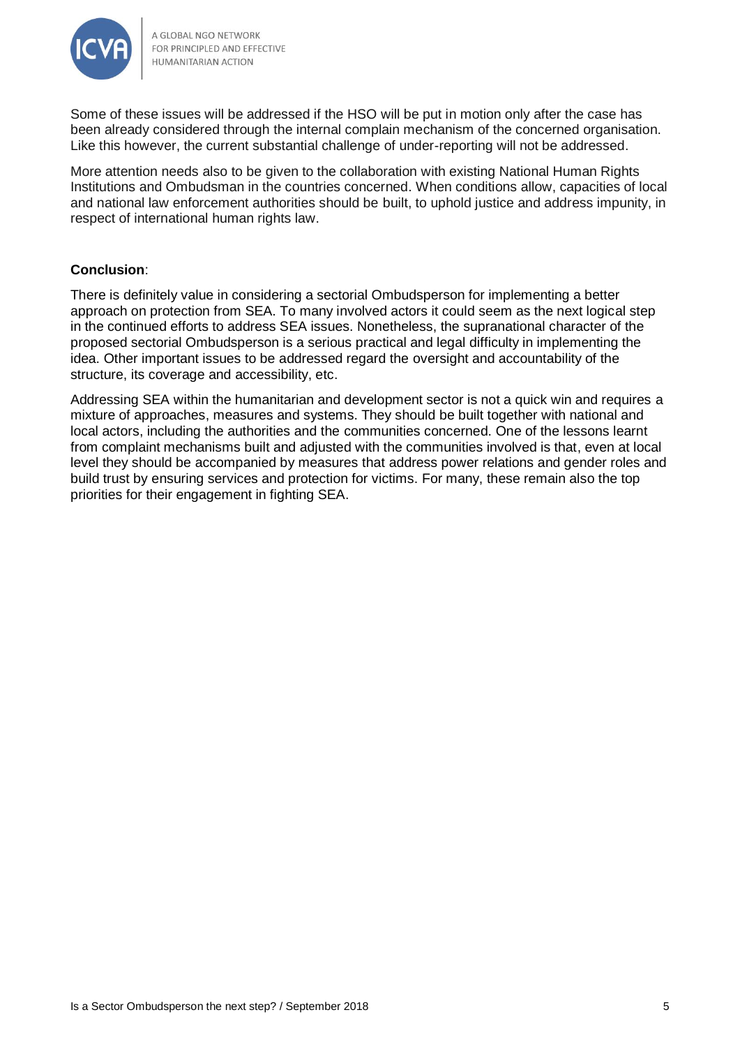Some of these issues will be addressed if the HSO will be put in motion only after the case has been already considered through the internal complain mechanism of the concerned organisation. Like this however, the current substantial challenge of under-reporting will not be addressed.

More attention needs also to be given to the collaboration with existing National Human Rights Institutions and Ombudsman in the countries concerned. When conditions allow, capacities of local and national law enforcement authorities should be built, to uphold justice and address impunity, in respect of international human rights law.

**Conclusion**:

There is definitely value in considering a sectorial Ombudsperson for implementing a better approach on protection from SEA. To many involved actors it could seem as the next logical step in the continued efforts to address SEA issues. Nonetheless, the supranational character of the proposed sectorial Ombudsperson is a serious practical and legal difficulty in implementing the idea. Other important issues to be addressed regard the oversight and accountability of the structure, its coverage and accessibility, etc.

Addressing SEA within the humanitarian and development sector is not a quick win and requires a mixture of approaches, measures and systems. They should be built together with national and local actors, including the authorities and the communities concerned. One of the lessons learnt from complaint mechanisms built and adjusted with the communities involved is that, even at local level they should be accompanied by measures that address power relations and gender roles and build trust by ensuring services and protection for victims. For many, these remain also the top priorities for their engagement in fighting SEA.